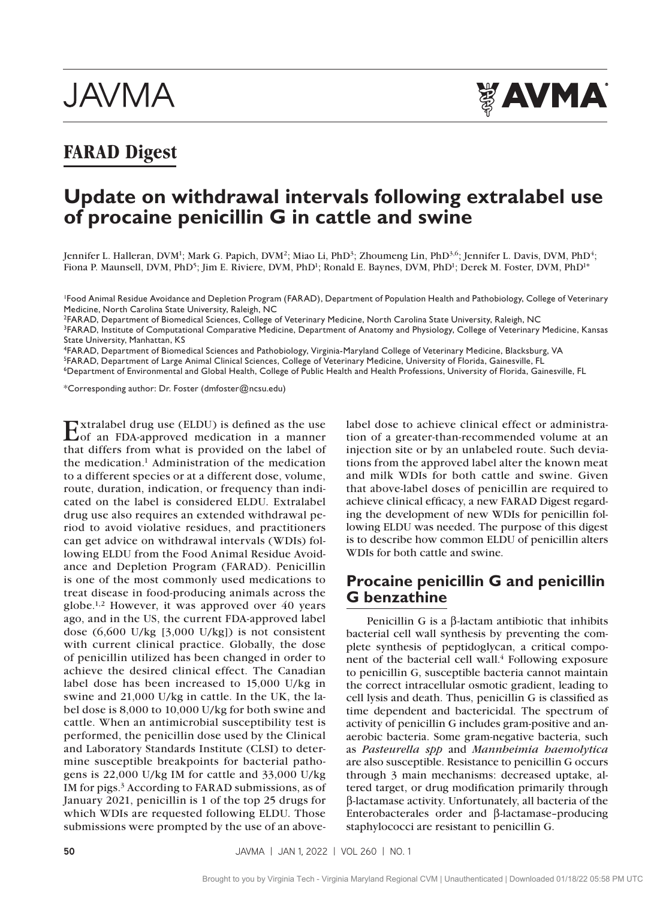FARAD Digest

# Update on withdrawal intervals following extralabel use of procaine penicillin G in cattle and swine

Jennifer L. Halleran, DVM[1]; Mark G. Papich, DVM[2]; Miao Li, PhD[3]; Zhoumeng Lin, PhD[3,6]; Jennifer L. Davis, DVM, PhD[4]; Fiona P. Maunsell, DVM, PhD[5]; Jim E. Riviere, DVM, PhD[1]; Ronald E. Baynes, DVM, PhD[1]; Derek M. Foster, DVM, PhD[1]*

[1]Food Animal Residue Avoidance and Depletion Program (FARAD), Department of Population Health and Pathobiology, College of Veterinary Medicine, North Carolina State University, Raleigh, NC
[2]FARAD, Department of Biomedical Sciences, College of Veterinary Medicine, North Carolina State University, Raleigh, NC
[3]FARAD, Institute of Computational Comparative Medicine, Department of Anatomy and Physiology, College of Veterinary Medicine, Kansas State University, Manhattan, KS
[4]FARAD, Department of Biomedical Sciences and Pathobiology, Virginia-Maryland College of Veterinary Medicine, Blacksburg, VA
[5]FARAD, Department of Large Animal Clinical Sciences, College of Veterinary Medicine, University of Florida, Gainesville, FL
[6]Department of Environmental and Global Health, College of Public Health and Health Professions, University of Florida, Gainesville, FL

*Corresponding author: Dr. Foster (dmfoster@ncsu.edu)

Extralabel drug use (ELDU) is defined as the use of an FDA-approved medication in a manner that differs from what is provided on the label of the medication.[1] Administration of the medication to a different species or at a different dose, volume, route, duration, indication, or frequency than indicated on the label is considered ELDU. Extralabel drug use also requires an extended withdrawal period to avoid violative residues, and practitioners can get advice on withdrawal intervals (WDIs) following ELDU from the Food Animal Residue Avoidance and Depletion Program (FARAD). Penicillin is one of the most commonly used medications to treat disease in food-producing animals across the globe.[1,2] However, it was approved over 40 years ago, and in the US, the current FDA-approved label dose (6,600 U/kg [3,000 U/kg]) is not consistent with current clinical practice. Globally, the dose of penicillin utilized has been changed in order to achieve the desired clinical effect. The Canadian label dose has been increased to 15,000 U/kg in swine and 21,000 U/kg in cattle. In the UK, the label dose is 8,000 to 10,000 U/kg for both swine and cattle. When an antimicrobial susceptibility test is performed, the penicillin dose used by the Clinical and Laboratory Standards Institute (CLSI) to determine susceptible breakpoints for bacterial pathogens is 22,000 U/kg IM for cattle and 33,000 U/kg IM for pigs.[3] According to FARAD submissions, as of January 2021, penicillin is 1 of the top 25 drugs for which WDIs are requested following ELDU. Those submissions were prompted by the use of an above-label dose to achieve clinical effect or administration of a greater-than-recommended volume at an injection site or by an unlabeled route. Such deviations from the approved label alter the known meat and milk WDIs for both cattle and swine. Given that above-label doses of penicillin are required to achieve clinical efficacy, a new FARAD Digest regarding the development of new WDIs for penicillin following ELDU was needed. The purpose of this digest is to describe how common ELDU of penicillin alters WDIs for both cattle and swine.

## Procaine penicillin G and penicillin G benzathine

Penicillin G is a β-lactam antibiotic that inhibits bacterial cell wall synthesis by preventing the complete synthesis of peptidoglycan, a critical component of the bacterial cell wall.[4] Following exposure to penicillin G, susceptible bacteria cannot maintain the correct intracellular osmotic gradient, leading to cell lysis and death. Thus, penicillin G is classified as time dependent and bactericidal. The spectrum of activity of penicillin G includes gram-positive and anaerobic bacteria. Some gram-negative bacteria, such as *Pasteurella spp* and *Mannheimia haemolytica* are also susceptible. Resistance to penicillin G occurs through 3 main mechanisms: decreased uptake, altered target, or drug modification primarily through β-lactamase activity. Unfortunately, all bacteria of the Enterobacterales order and β-lactamase–producing staphylococci are resistant to penicillin G.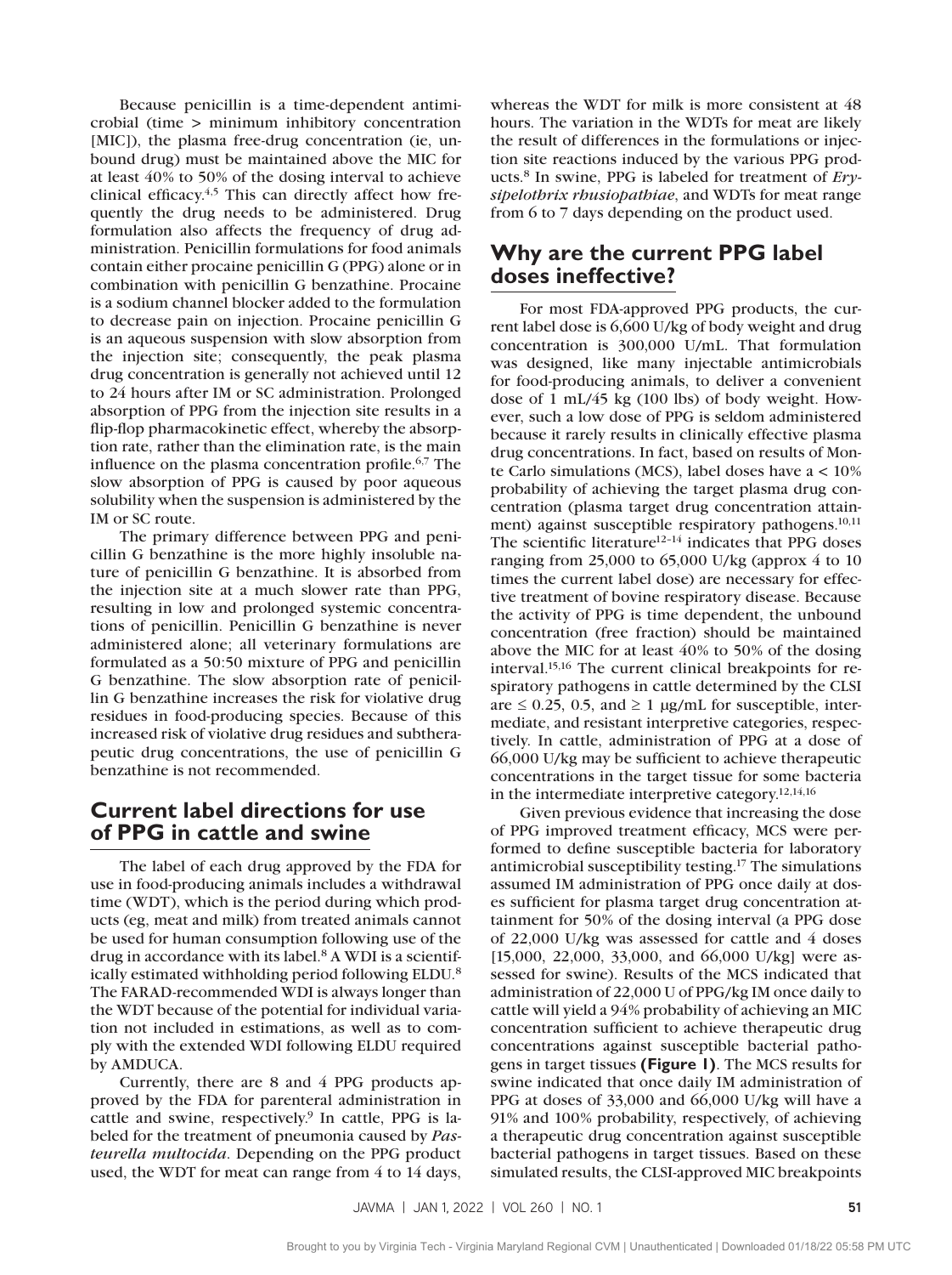Because penicillin is a time-dependent antimicrobial (time > minimum inhibitory concentration [MIC]), the plasma free-drug concentration (ie, unbound drug) must be maintained above the MIC for at least 40% to 50% of the dosing interval to achieve clinical efficacy.[4,5] This can directly affect how frequently the drug needs to be administered. Drug formulation also affects the frequency of drug administration. Penicillin formulations for food animals contain either procaine penicillin G (PPG) alone or in combination with penicillin G benzathine. Procaine is a sodium channel blocker added to the formulation to decrease pain on injection. Procaine penicillin G is an aqueous suspension with slow absorption from the injection site; consequently, the peak plasma drug concentration is generally not achieved until 12 to 24 hours after IM or SC administration. Prolonged absorption of PPG from the injection site results in a flip-flop pharmacokinetic effect, whereby the absorption rate, rather than the elimination rate, is the main influence on the plasma concentration profile.[6,7] The slow absorption of PPG is caused by poor aqueous solubility when the suspension is administered by the IM or SC route.

The primary difference between PPG and penicillin G benzathine is the more highly insoluble nature of penicillin G benzathine. It is absorbed from the injection site at a much slower rate than PPG, resulting in low and prolonged systemic concentrations of penicillin. Penicillin G benzathine is never administered alone; all veterinary formulations are formulated as a 50:50 mixture of PPG and penicillin G benzathine. The slow absorption rate of penicillin G benzathine increases the risk for violative drug residues in food-producing species. Because of this increased risk of violative drug residues and subtherapeutic drug concentrations, the use of penicillin G benzathine is not recommended.

## Current label directions for use of PPG in cattle and swine

The label of each drug approved by the FDA for use in food-producing animals includes a withdrawal time (WDT), which is the period during which products (eg, meat and milk) from treated animals cannot be used for human consumption following use of the drug in accordance with its label.[8] A WDI is a scientifically estimated withholding period following ELDU.[8] The FARAD-recommended WDI is always longer than the WDT because of the potential for individual variation not included in estimations, as well as to comply with the extended WDI following ELDU required by AMDUCA.

Currently, there are 8 and 4 PPG products approved by the FDA for parenteral administration in cattle and swine, respectively.[9] In cattle, PPG is labeled for the treatment of pneumonia caused by *Pasteurella multocida*. Depending on the PPG product used, the WDT for meat can range from 4 to 14 days, whereas the WDT for milk is more consistent at 48 hours. The variation in the WDTs for meat are likely the result of differences in the formulations or injection site reactions induced by the various PPG products.[8] In swine, PPG is labeled for treatment of *Erysipelothrix rhusiopathiae*, and WDTs for meat range from 6 to 7 days depending on the product used.

## Why are the current PPG label doses ineffective?

For most FDA-approved PPG products, the current label dose is 6,600 U/kg of body weight and drug concentration is 300,000 U/mL. That formulation was designed, like many injectable antimicrobials for food-producing animals, to deliver a convenient dose of 1 mL/45 kg (100 lbs) of body weight. However, such a low dose of PPG is seldom administered because it rarely results in clinically effective plasma drug concentrations. In fact, based on results of Monte Carlo simulations (MCS), label doses have a < 10% probability of achieving the target plasma drug concentration (plasma target drug concentration attainment) against susceptible respiratory pathogens.[10,11] The scientific literature[12–14] indicates that PPG doses ranging from 25,000 to 65,000 U/kg (approx 4 to 10 times the current label dose) are necessary for effective treatment of bovine respiratory disease. Because the activity of PPG is time dependent, the unbound concentration (free fraction) should be maintained above the MIC for at least 40% to 50% of the dosing interval.[15,16] The current clinical breakpoints for respiratory pathogens in cattle determined by the CLSI are ≤ 0.25, 0.5, and ≥ 1 μg/mL for susceptible, intermediate, and resistant interpretive categories, respectively. In cattle, administration of PPG at a dose of 66,000 U/kg may be sufficient to achieve therapeutic concentrations in the target tissue for some bacteria in the intermediate interpretive category.[12,14,16]

Given previous evidence that increasing the dose of PPG improved treatment efficacy, MCS were performed to define susceptible bacteria for laboratory antimicrobial susceptibility testing.[17] The simulations assumed IM administration of PPG once daily at doses sufficient for plasma target drug concentration attainment for 50% of the dosing interval (a PPG dose of 22,000 U/kg was assessed for cattle and 4 doses [15,000, 22,000, 33,000, and 66,000 U/kg] were assessed for swine). Results of the MCS indicated that administration of 22,000 U of PPG/kg IM once daily to cattle will yield a 94% probability of achieving an MIC concentration sufficient to achieve therapeutic drug concentrations against susceptible bacterial pathogens in target tissues **(Figure 1)**. The MCS results for swine indicated that once daily IM administration of PPG at doses of 33,000 and 66,000 U/kg will have a 91% and 100% probability, respectively, of achieving a therapeutic drug concentration against susceptible bacterial pathogens in target tissues. Based on these simulated results, the CLSI-approved MIC breakpoints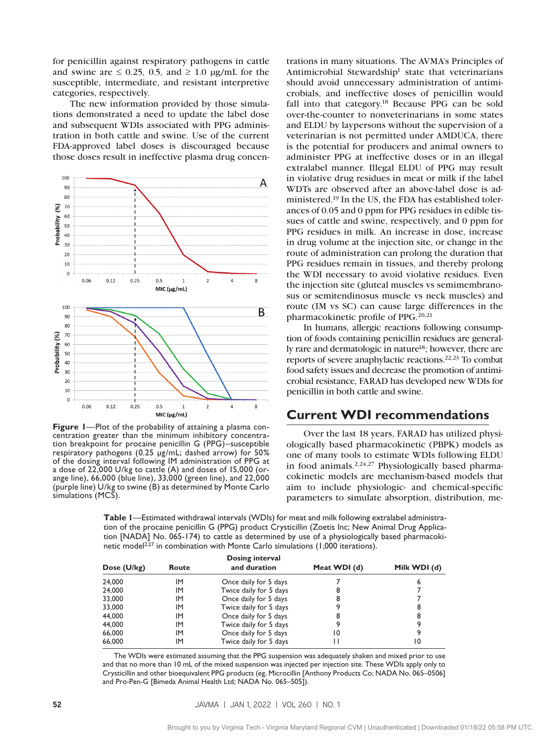for penicillin against respiratory pathogens in cattle and swine are ≤ 0.25, 0.5, and ≥ 1.0 μg/mL for the susceptible, intermediate, and resistant interpretive categories, respectively.

The new information provided by those simulations demonstrated a need to update the label dose and subsequent WDIs associated with PPG administration in both cattle and swine. Use of the current FDA-approved label doses is discouraged because those doses result in ineffective plasma drug concentrations in many situations. The AVMA's Principles of Antimicrobial Stewardship[1] state that veterinarians should avoid unnecessary administration of antimicrobials, and ineffective doses of penicillin would fall into that category.[18] Because PPG can be sold over-the-counter to nonveterinarians in some states and ELDU by laypersons without the supervision of a veterinarian is not permitted under AMDUCA, there is the potential for producers and animal owners to administer PPG at ineffective doses or in an illegal extralabel manner. Illegal ELDU of PPG may result in violative drug residues in meat or milk if the label WDTs are observed after an above-label dose is administered.[19] In the US, the FDA has established tolerances of 0.05 and 0 ppm for PPG residues in edible tissues of cattle and swine, respectively, and 0 ppm for PPG residues in milk. An increase in dose, increase in drug volume at the injection site, or change in the route of administration can prolong the duration that PPG residues remain in tissues, and thereby prolong the WDI necessary to avoid violative residues. Even the injection site (gluteal muscles vs semimembranosus or semitendinosus muscle vs neck muscles) and route (IM vs SC) can cause large differences in the pharmacokinetic profile of PPG.[20,21]

**Figure 1**—Plot of the probability of attaining a plasma concentration greater than the minimum inhibitory concentration breakpoint for procaine penicillin G (PPG)–susceptible respiratory pathogens (0.25 μg/mL; dashed arrow) for 50% of the dosing interval following IM administration of PPG at a dose of 22,000 U/kg to cattle (A) and doses of 15,000 (orange line), 66,000 (blue line), 33,000 (green line), and 22,000 (purple line) U/kg to swine (B) as determined by Monte Carlo simulations (MCS).

In humans, allergic reactions following consumption of foods containing penicillin residues are generally rare and dermatologic in nature[18]; however, there are reports of severe anaphylactic reactions.[22,23] To combat food safety issues and decrease the promotion of antimicrobial resistance, FARAD has developed new WDIs for penicillin in both cattle and swine.

## Current WDI recommendations

Over the last 18 years, FARAD has utilized physiologically based pharmacokinetic (PBPK) models as one of many tools to estimate WDIs following ELDU in food animals.[2,24,27] Physiologically based pharmacokinetic models are mechanism-based models that aim to include physiologic- and chemical-specific parameters to simulate absorption, distribution, me-

**Table 1**—Estimated withdrawal intervals (WDIs) for meat and milk following extralabel administration of the procaine penicillin G (PPG) product Crysticillin (Zoetis Inc; New Animal Drug Application [NADA] No. 065-174) to cattle as determined by use of a physiologically based pharmacokinetic model[2,27] in combination with Monte Carlo simulations (1,000 iterations).

| Dose (U/kg) | Route | Dosing interval and duration | Meat WDI (d) | Milk WDI (d) |
|---|---|---|---|---|
| 24,000 | IM | Once daily for 5 days | 7 | 6 |
| 24,000 | IM | Twice daily for 5 days | 8 | 7 |
| 33,000 | IM | Once daily for 5 days | 8 | 7 |
| 33,000 | IM | Twice daily for 5 days | 9 | 8 |
| 44,000 | IM | Once daily for 5 days | 8 | 8 |
| 44,000 | IM | Twice daily for 5 days | 9 | 9 |
| 66,000 | IM | Once daily for 5 days | 10 | 9 |
| 66,000 | IM | Twice daily for 5 days | 11 | 10 |

The WDIs were estimated assuming that the PPG suspension was adequately shaken and mixed prior to use and that no more than 10 mL of the mixed suspension was injected per injection site. These WDIs apply only to Crysticillin and other bioequivalent PPG products (eg, Microcillin [Anthony Products Co; NADA No. 065–0506] and Pro-Pen-G [Bimeda Animal Health Ltd; NADA No. 065–505]).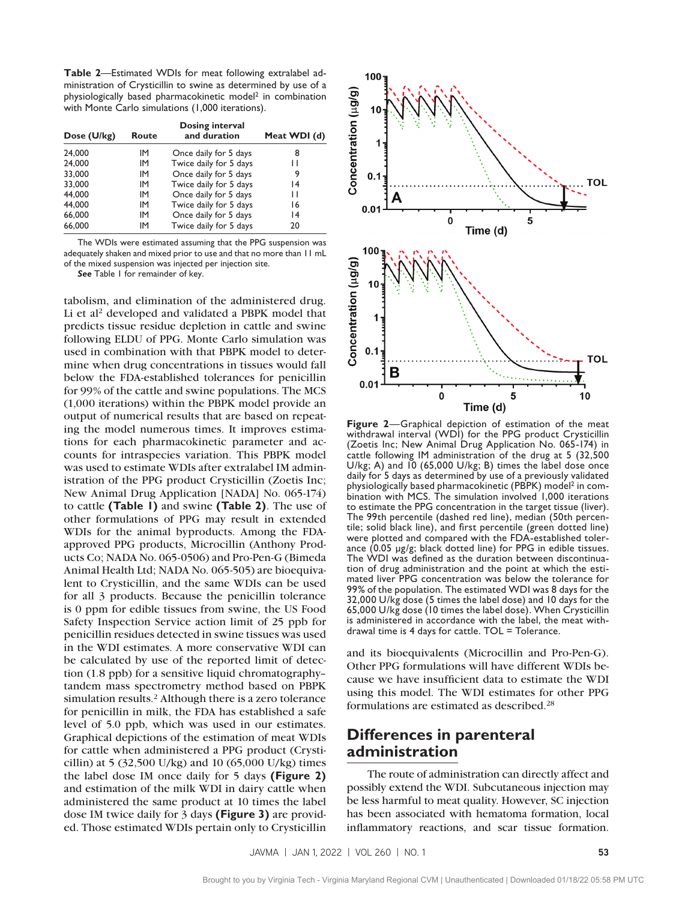**Table 2**—Estimated WDIs for meat following extralabel administration of Crysticillin to swine as determined by use of a physiologically based pharmacokinetic model[2] in combination with Monte Carlo simulations (1,000 iterations).

| Dose (U/kg) | Route | Dosing interval and duration | Meat WDI (d) |
|---|---|---|---|
| 24,000 | IM | Once daily for 5 days | 8 |
| 24,000 | IM | Twice daily for 5 days | 11 |
| 33,000 | IM | Once daily for 5 days | 9 |
| 33,000 | IM | Twice daily for 5 days | 14 |
| 44,000 | IM | Once daily for 5 days | 11 |
| 44,000 | IM | Twice daily for 5 days | 16 |
| 66,000 | IM | Once daily for 5 days | 14 |
| 66,000 | IM | Twice daily for 5 days | 20 |

The WDIs were estimated assuming that the PPG suspension was adequately shaken and mixed prior to use and that no more than 11 mL of the mixed suspension was injected per injection site.

*See* Table 1 for remainder of key.

tabolism, and elimination of the administered drug. Li et al[2] developed and validated a PBPK model that predicts tissue residue depletion in cattle and swine following ELDU of PPG. Monte Carlo simulation was used in combination with that PBPK model to determine when drug concentrations in tissues would fall below the FDA-established tolerances for penicillin for 99% of the cattle and swine populations. The MCS (1,000 iterations) within the PBPK model provide an output of numerical results that are based on repeating the model numerous times. It improves estimations for each pharmacokinetic parameter and accounts for intraspecies variation. This PBPK model was used to estimate WDIs after extralabel IM administration of the PPG product Crysticillin (Zoetis Inc; New Animal Drug Application [NADA] No. 065-174) to cattle **(Table 1)** and swine **(Table 2)**. The use of other formulations of PPG may result in extended WDIs for the animal byproducts. Among the FDA-approved PPG products, Microcillin (Anthony Products Co; NADA No. 065-0506) and Pro-Pen-G (Bimeda Animal Health Ltd; NADA No. 065-505) are bioequivalent to Crysticillin, and the same WDIs can be used for all 3 products. Because the penicillin tolerance is 0 ppm for edible tissues from swine, the US Food Safety Inspection Service action limit of 25 ppb for penicillin residues detected in swine tissues was used in the WDI estimates. A more conservative WDI can be calculated by use of the reported limit of detection (1.8 ppb) for a sensitive liquid chromatography–tandem mass spectrometry method based on PBPK simulation results.[2] Although there is a zero tolerance for penicillin in milk, the FDA has established a safe level of 5.0 ppb, which was used in our estimates. Graphical depictions of the estimation of meat WDIs for cattle when administered a PPG product (Crysticillin) at 5 (32,500 U/kg) and 10 (65,000 U/kg) times the label dose IM once daily for 5 days **(Figure 2)** and estimation of the milk WDI in dairy cattle when administered the same product at 10 times the label dose IM twice daily for 3 days **(Figure 3)** are provided. Those estimated WDIs pertain only to Crysticillin and its bioequivalents (Microcillin and Pro-Pen-G). Other PPG formulations will have different WDIs because we have insufficient data to estimate the WDI using this model. The WDI estimates for other PPG formulations are estimated as described.[28]

**Figure 2**—Graphical depiction of estimation of the meat withdrawal interval (WDI) for the PPG product Crysticillin (Zoetis Inc; New Animal Drug Application No. 065-174) in cattle following IM administration of the drug at 5 (32,500 U/kg; A) and 10 (65,000 U/kg; B) times the label dose once daily for 5 days as determined by use of a previously validated physiologically based pharmacokinetic (PBPK) model[2] in combination with MCS. The simulation involved 1,000 iterations to estimate the PPG concentration in the target tissue (liver). The 99th percentile (dashed red line), median (50th percentile; solid black line), and first percentile (green dotted line) were plotted and compared with the FDA-established tolerance (0.05 µg/g; black dotted line) for PPG in edible tissues. The WDI was defined as the duration between discontinuation of drug administration and the point at which the estimated liver PPG concentration was below the tolerance for 99% of the population. The estimated WDI was 8 days for the 32,000 U/kg dose (5 times the label dose) and 10 days for the 65,000 U/kg dose (10 times the label dose). When Crysticillin is administered in accordance with the label, the meat withdrawal time is 4 days for cattle. TOL = Tolerance.

## Differences in parenteral administration

The route of administration can directly affect and possibly extend the WDI. Subcutaneous injection may be less harmful to meat quality. However, SC injection has been associated with hematoma formation, local inflammatory reactions, and scar tissue formation.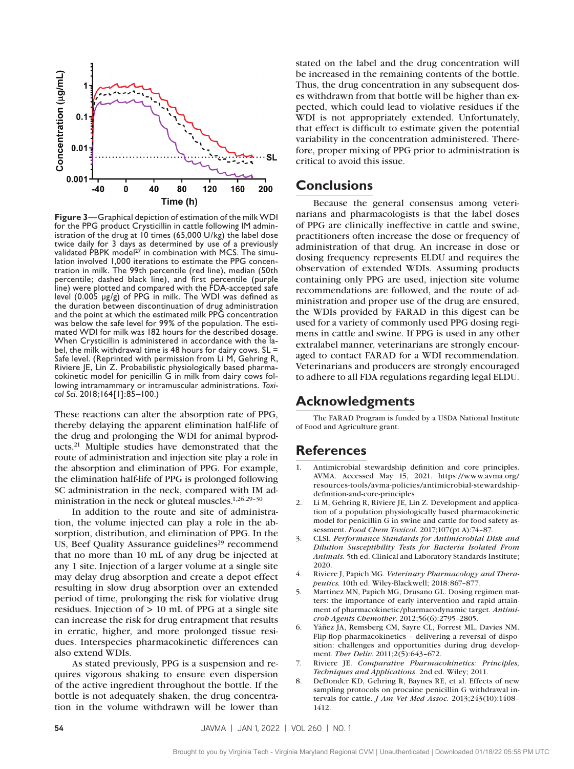**Figure 3**—Graphical depiction of estimation of the milk WDI for the PPG product Crysticillin in cattle following IM administration of the drug at 10 times (65,000 U/kg) the label dose twice daily for 3 days as determined by use of a previously validated PBPK model[27] in combination with MCS. The simulation involved 1,000 iterations to estimate the PPG concentration in milk. The 99th percentile (red line), median (50th percentile; dashed black line), and first percentile (purple line) were plotted and compared with the FDA-accepted safe level (0.005 µg/g) of PPG in milk. The WDI was defined as the duration between discontinuation of drug administration and the point at which the estimated milk PPG concentration was below the safe level for 99% of the population. The estimated WDI for milk was 182 hours for the described dosage. When Crysticillin is administered in accordance with the label, the milk withdrawal time is 48 hours for dairy cows. SL = Safe level. (Reprinted with permission from Li M, Gehring R, Riviere JE, Lin Z. Probabilistic physiologically based pharmacokinetic model for penicillin G in milk from dairy cows following intramammary or intramuscular administrations. *Toxicol Sci.* 2018;164[1]:85–100.)

These reactions can alter the absorption rate of PPG, thereby delaying the apparent elimination half-life of the drug and prolonging the WDI for animal byproducts.[21] Multiple studies have demonstrated that the route of administration and injection site play a role in the absorption and elimination of PPG. For example, the elimination half-life of PPG is prolonged following SC administration in the neck, compared with IM administration in the neck or gluteal muscles.[1,26,29–30]

In addition to the route and site of administration, the volume injected can play a role in the absorption, distribution, and elimination of PPG. In the US, Beef Quality Assurance guidelines[29] recommend that no more than 10 mL of any drug be injected at any 1 site. Injection of a larger volume at a single site may delay drug absorption and create a depot effect resulting in slow drug absorption over an extended period of time, prolonging the risk for violative drug residues. Injection of > 10 mL of PPG at a single site can increase the risk for drug entrapment that results in erratic, higher, and more prolonged tissue residues. Interspecies pharmacokinetic differences can also extend WDIs.

As stated previously, PPG is a suspension and requires vigorous shaking to ensure even dispersion of the active ingredient throughout the bottle. If the bottle is not adequately shaken, the drug concentration in the volume withdrawn will be lower than stated on the label and the drug concentration will be increased in the remaining contents of the bottle. Thus, the drug concentration in any subsequent doses withdrawn from that bottle will be higher than expected, which could lead to violative residues if the WDI is not appropriately extended. Unfortunately, that effect is difficult to estimate given the potential variability in the concentration administered. Therefore, proper mixing of PPG prior to administration is critical to avoid this issue.

## Conclusions

Because the general consensus among veterinarians and pharmacologists is that the label doses of PPG are clinically ineffective in cattle and swine, practitioners often increase the dose or frequency of administration of that drug. An increase in dose or dosing frequency represents ELDU and requires the observation of extended WDIs. Assuming products containing only PPG are used, injection site volume recommendations are followed, and the route of administration and proper use of the drug are ensured, the WDIs provided by FARAD in this digest can be used for a variety of commonly used PPG dosing regimens in cattle and swine. If PPG is used in any other extralabel manner, veterinarians are strongly encouraged to contact FARAD for a WDI recommendation. Veterinarians and producers are strongly encouraged to adhere to all FDA regulations regarding legal ELDU.

## Acknowledgments

The FARAD Program is funded by a USDA National Institute of Food and Agriculture grant.

## References

1. Antimicrobial stewardship definition and core principles. AVMA. Accessed May 15, 2021. https://www.avma.org/resources-tools/avma-policies/antimicrobial-stewardship-definition-and-core-principles
2. Li M, Gehring R, Riviere JE, Lin Z. Development and application of a population physiologically based pharmacokinetic model for penicillin G in swine and cattle for food safety assessment. *Food Chem Toxicol.* 2017;107(pt A):74–87.
3. CLSI. *Performance Standards for Antimicrobial Disk and Dilution Susceptibility Tests for Bacteria Isolated From Animals.* 5th ed. Clinical and Laboratory Standards Institute; 2020.
4. Riviere J, Papich MG. *Veterinary Pharmacology and Therapeutics.* 10th ed. Wiley-Blackwell; 2018:867–877.
5. Martinez MN, Papich MG, Drusano GL. Dosing regimen matters: the importance of early intervention and rapid attainment of pharmacokinetic/pharmacodynamic target. *Antimicrob Agents Chemother.* 2012;56(6):2795–2805.
6. Yáñez JA, Remsberg CM, Sayre CL, Forrest ML, Davies NM. Flip-flop pharmacokinetics – delivering a reversal of disposition: challenges and opportunities during drug development. *Ther Deliv.* 2011;2(5):643–672.
7. Riviere JE. *Comparative Pharmacokinetics: Principles, Techniques and Applications.* 2nd ed. Wiley; 2011.
8. DeDonder KD, Gehring R, Baynes RE, et al. Effects of new sampling protocols on procaine penicillin G withdrawal intervals for cattle. *J Am Vet Med Assoc.* 2013;243(10):1408–1412.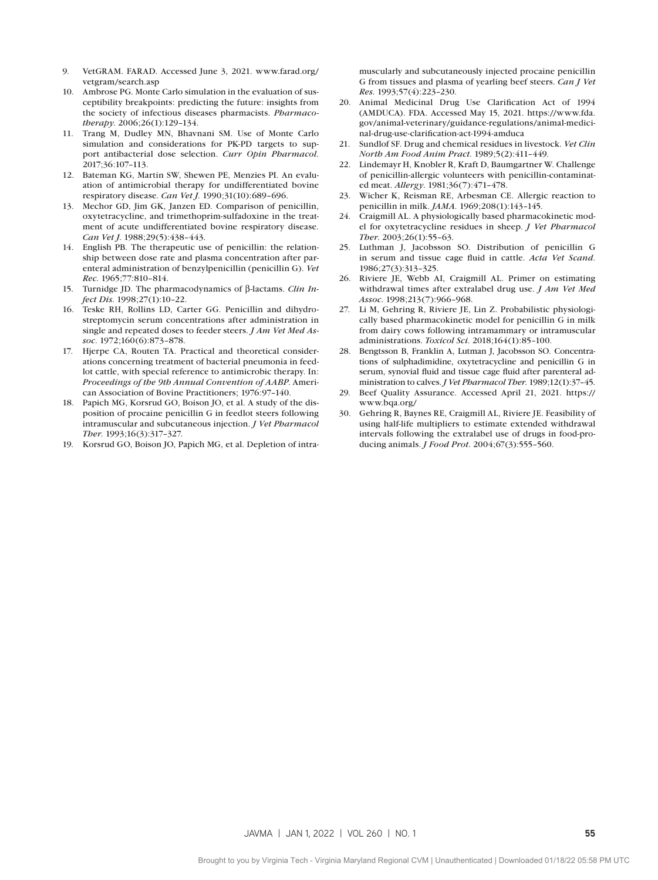9. VetGRAM. FARAD. Accessed June 3, 2021. www.farad.org/vetgram/search.asp
10. Ambrose PG. Monte Carlo simulation in the evaluation of susceptibility breakpoints: predicting the future: insights from the society of infectious diseases pharmacists. *Pharmacotherapy*. 2006;26(1):129–134.
11. Trang M, Dudley MN, Bhavnani SM. Use of Monte Carlo simulation and considerations for PK-PD targets to support antibacterial dose selection. *Curr Opin Pharmacol*. 2017;36:107–113.
12. Bateman KG, Martin SW, Shewen PE, Menzies PI. An evaluation of antimicrobial therapy for undifferentiated bovine respiratory disease. *Can Vet J*. 1990;31(10):689–696.
13. Mechor GD, Jim GK, Janzen ED. Comparison of penicillin, oxytetracycline, and trimethoprim-sulfadoxine in the treatment of acute undifferentiated bovine respiratory disease. *Can Vet J*. 1988;29(5):438–443.
14. English PB. The therapeutic use of penicillin: the relationship between dose rate and plasma concentration after parenteral administration of benzylpenicillin (penicillin G). *Vet Rec*. 1965;77:810–814.
15. Turnidge JD. The pharmacodynamics of β-lactams. *Clin Infect Dis*. 1998;27(1):10–22.
16. Teske RH, Rollins LD, Carter GG. Penicillin and dihydrostreptomycin serum concentrations after administration in single and repeated doses to feeder steers. *J Am Vet Med Assoc*. 1972;160(6):873–878.
17. Hjerpe CA, Routen TA. Practical and theoretical considerations concerning treatment of bacterial pneumonia in feedlot cattle, with special reference to antimicrobic therapy. In: *Proceedings of the 9th Annual Convention of AABP*. American Association of Bovine Practitioners; 1976:97–140.
18. Papich MG, Korsrud GO, Boison JO, et al. A study of the disposition of procaine penicillin G in feedlot steers following intramuscular and subcutaneous injection. *J Vet Pharmacol Ther*. 1993;16(3):317–327.
19. Korsrud GO, Boison JO, Papich MG, et al. Depletion of intramuscularly and subcutaneously injected procaine penicillin G from tissues and plasma of yearling beef steers. *Can J Vet Res*. 1993;57(4):223–230.
20. Animal Medicinal Drug Use Clarification Act of 1994 (AMDUCA). FDA. Accessed May 15, 2021. https://www.fda.gov/animal-veterinary/guidance-regulations/animal-medicinal-drug-use-clarification-act-1994-amduca
21. Sundlof SF. Drug and chemical residues in livestock. *Vet Clin North Am Food Anim Pract*. 1989;5(2):411–449.
22. Lindemayr H, Knobler R, Kraft D, Baumgartner W. Challenge of penicillin-allergic volunteers with penicillin-contaminated meat. *Allergy*. 1981;36(7):471–478.
23. Wicher K, Reisman RE, Arbesman CE. Allergic reaction to penicillin in milk. *JAMA*. 1969;208(1):143–145.
24. Craigmill AL. A physiologically based pharmacokinetic model for oxytetracycline residues in sheep. *J Vet Pharmacol Ther*. 2003;26(1):55–63.
25. Luthman J, Jacobsson SO. Distribution of penicillin G in serum and tissue cage fluid in cattle. *Acta Vet Scand*. 1986;27(3):313–325.
26. Riviere JE, Webb AI, Craigmill AL. Primer on estimating withdrawal times after extralabel drug use. *J Am Vet Med Assoc*. 1998;213(7):966–968.
27. Li M, Gehring R, Riviere JE, Lin Z. Probabilistic physiologically based pharmacokinetic model for penicillin G in milk from dairy cows following intramammary or intramuscular administrations. *Toxicol Sci*. 2018;164(1):85–100.
28. Bengtsson B, Franklin A, Lutman J, Jacobsson SO. Concentrations of sulphadimidine, oxytetracycline and penicillin G in serum, synovial fluid and tissue cage fluid after parenteral administration to calves. *J Vet Pharmacol Ther*. 1989;12(1):37–45.
29. Beef Quality Assurance. Accessed April 21, 2021. https://www.bqa.org/
30. Gehring R, Baynes RE, Craigmill AL, Riviere JE. Feasibility of using half-life multipliers to estimate extended withdrawal intervals following the extralabel use of drugs in food-producing animals. *J Food Prot*. 2004;67(3):555–560.